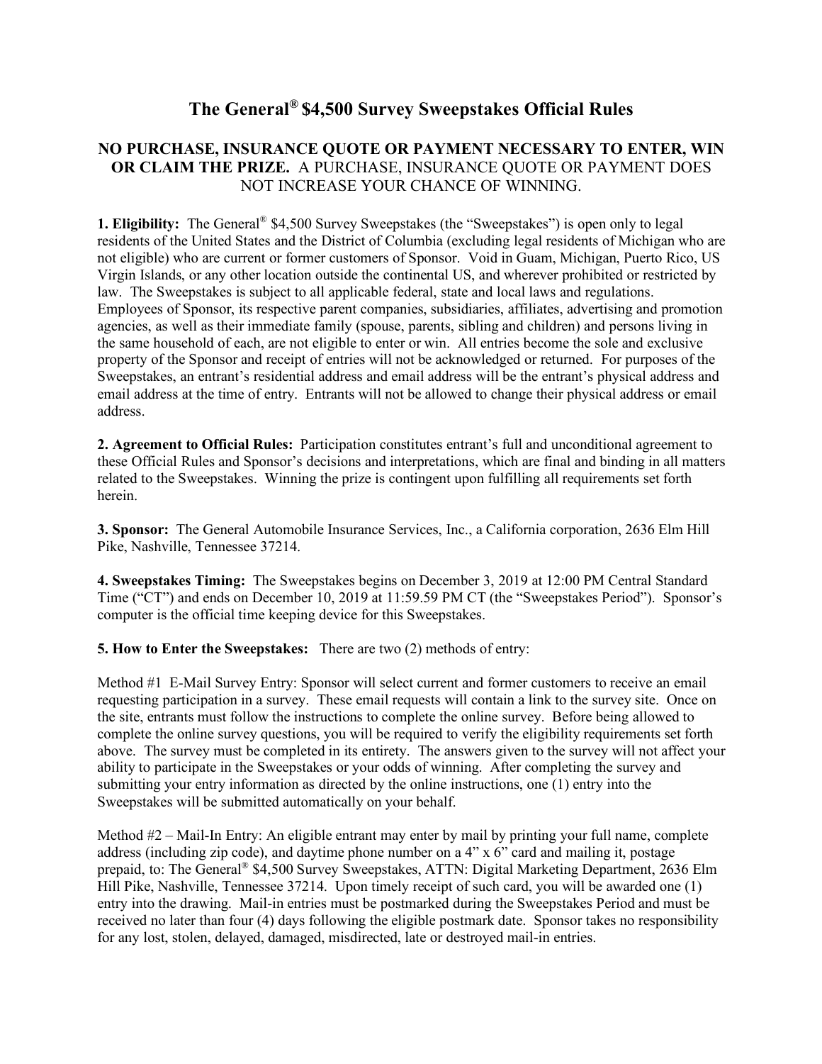# The General® $4,500 Survey Sweepstakes Official Rules

## NO PURCHASE, INSURANCE QUOTE OR PAYMENT NECESSARY TO ENTER, WIN OR CLAIM THE PRIZE. A PURCHASE, INSURANCE QUOTE OR PAYMENT DOES NOT INCREASE YOUR CHANCE OF WINNING.

**1. Eligibility:** The General® $4,500 Survey Sweepstakes (the "Sweepstakes") is open only to legal residents of the United States and the District of Columbia (excluding legal residents of Michigan who are not eligible) who are current or former customers of Sponsor. Void in Guam, Michigan, Puerto Rico, US Virgin Islands, or any other location outside the continental US, and wherever prohibited or restricted by law. The Sweepstakes is subject to all applicable federal, state and local laws and regulations. Employees of Sponsor, its respective parent companies, subsidiaries, affiliates, advertising and promotion agencies, as well as their immediate family (spouse, parents, sibling and children) and persons living in the same household of each, are not eligible to enter or win. All entries become the sole and exclusive property of the Sponsor and receipt of entries will not be acknowledged or returned. For purposes of the Sweepstakes, an entrant's residential address and email address will be the entrant's physical address and email address at the time of entry. Entrants will not be allowed to change their physical address or email address.

**2. Agreement to Official Rules:** Participation constitutes entrant's full and unconditional agreement to these Official Rules and Sponsor's decisions and interpretations, which are final and binding in all matters related to the Sweepstakes. Winning the prize is contingent upon fulfilling all requirements set forth herein.

**3. Sponsor:** The General Automobile Insurance Services, Inc., a California corporation, 2636 Elm Hill Pike, Nashville, Tennessee 37214.

**4. Sweepstakes Timing:** The Sweepstakes begins on December 3, 2019 at 12:00 PM Central Standard Time ("CT") and ends on December 10, 2019 at 11:59.59 PM CT (the "Sweepstakes Period"). Sponsor's computer is the official time keeping device for this Sweepstakes.

**5. How to Enter the Sweepstakes:** There are two (2) methods of entry:

Method #1 E-Mail Survey Entry: Sponsor will select current and former customers to receive an email requesting participation in a survey. These email requests will contain a link to the survey site. Once on the site, entrants must follow the instructions to complete the online survey. Before being allowed to complete the online survey questions, you will be required to verify the eligibility requirements set forth above. The survey must be completed in its entirety. The answers given to the survey will not affect your ability to participate in the Sweepstakes or your odds of winning. After completing the survey and submitting your entry information as directed by the online instructions, one (1) entry into the Sweepstakes will be submitted automatically on your behalf.

Method #2 – Mail-In Entry: An eligible entrant may enter by mail by printing your full name, complete address (including zip code), and daytime phone number on a 4" x 6" card and mailing it, postage prepaid, to: The General® $4,500 Survey Sweepstakes, ATTN: Digital Marketing Department, 2636 Elm Hill Pike, Nashville, Tennessee 37214. Upon timely receipt of such card, you will be awarded one (1) entry into the drawing. Mail-in entries must be postmarked during the Sweepstakes Period and must be received no later than four (4) days following the eligible postmark date. Sponsor takes no responsibility for any lost, stolen, delayed, damaged, misdirected, late or destroyed mail-in entries.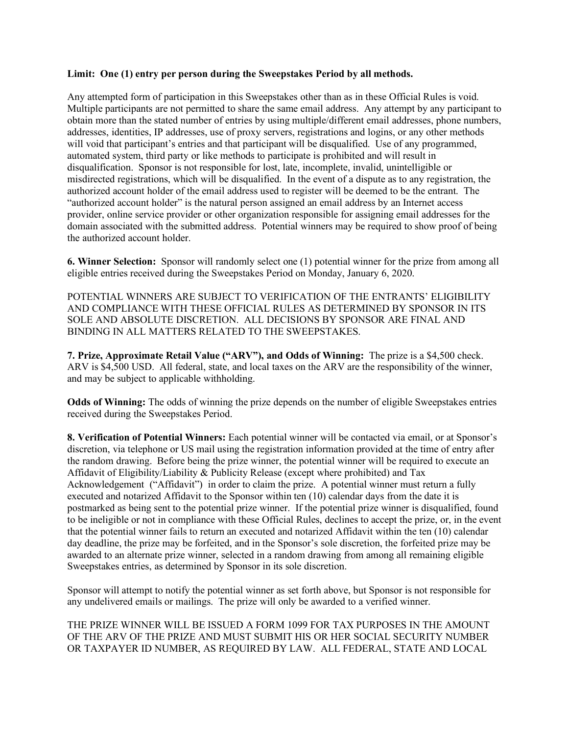**Limit: One (1) entry per person during the Sweepstakes Period by all methods.**

Any attempted form of participation in this Sweepstakes other than as in these Official Rules is void. Multiple participants are not permitted to share the same email address. Any attempt by any participant to obtain more than the stated number of entries by using multiple/different email addresses, phone numbers, addresses, identities, IP addresses, use of proxy servers, registrations and logins, or any other methods will void that participant's entries and that participant will be disqualified. Use of any programmed, automated system, third party or like methods to participate is prohibited and will result in disqualification. Sponsor is not responsible for lost, late, incomplete, invalid, unintelligible or misdirected registrations, which will be disqualified. In the event of a dispute as to any registration, the authorized account holder of the email address used to register will be deemed to be the entrant. The "authorized account holder" is the natural person assigned an email address by an Internet access provider, online service provider or other organization responsible for assigning email addresses for the domain associated with the submitted address. Potential winners may be required to show proof of being the authorized account holder.

**6. Winner Selection:** Sponsor will randomly select one (1) potential winner for the prize from among all eligible entries received during the Sweepstakes Period on Monday, January 6, 2020.

POTENTIAL WINNERS ARE SUBJECT TO VERIFICATION OF THE ENTRANTS' ELIGIBILITY AND COMPLIANCE WITH THESE OFFICIAL RULES AS DETERMINED BY SPONSOR IN ITS SOLE AND ABSOLUTE DISCRETION. ALL DECISIONS BY SPONSOR ARE FINAL AND BINDING IN ALL MATTERS RELATED TO THE SWEEPSTAKES.

**7. Prize, Approximate Retail Value ("ARV"), and Odds of Winning:** The prize is a $4,500 check. ARV is $4,500 USD. All federal, state, and local taxes on the ARV are the responsibility of the winner, and may be subject to applicable withholding.

**Odds of Winning:** The odds of winning the prize depends on the number of eligible Sweepstakes entries received during the Sweepstakes Period.

**8. Verification of Potential Winners:** Each potential winner will be contacted via email, or at Sponsor's discretion, via telephone or US mail using the registration information provided at the time of entry after the random drawing. Before being the prize winner, the potential winner will be required to execute an Affidavit of Eligibility/Liability & Publicity Release (except where prohibited) and Tax Acknowledgement ("Affidavit") in order to claim the prize. A potential winner must return a fully executed and notarized Affidavit to the Sponsor within ten (10) calendar days from the date it is postmarked as being sent to the potential prize winner. If the potential prize winner is disqualified, found to be ineligible or not in compliance with these Official Rules, declines to accept the prize, or, in the event that the potential winner fails to return an executed and notarized Affidavit within the ten (10) calendar day deadline, the prize may be forfeited, and in the Sponsor's sole discretion, the forfeited prize may be awarded to an alternate prize winner, selected in a random drawing from among all remaining eligible Sweepstakes entries, as determined by Sponsor in its sole discretion.

Sponsor will attempt to notify the potential winner as set forth above, but Sponsor is not responsible for any undelivered emails or mailings. The prize will only be awarded to a verified winner.

THE PRIZE WINNER WILL BE ISSUED A FORM 1099 FOR TAX PURPOSES IN THE AMOUNT OF THE ARV OF THE PRIZE AND MUST SUBMIT HIS OR HER SOCIAL SECURITY NUMBER OR TAXPAYER ID NUMBER, AS REQUIRED BY LAW. ALL FEDERAL, STATE AND LOCAL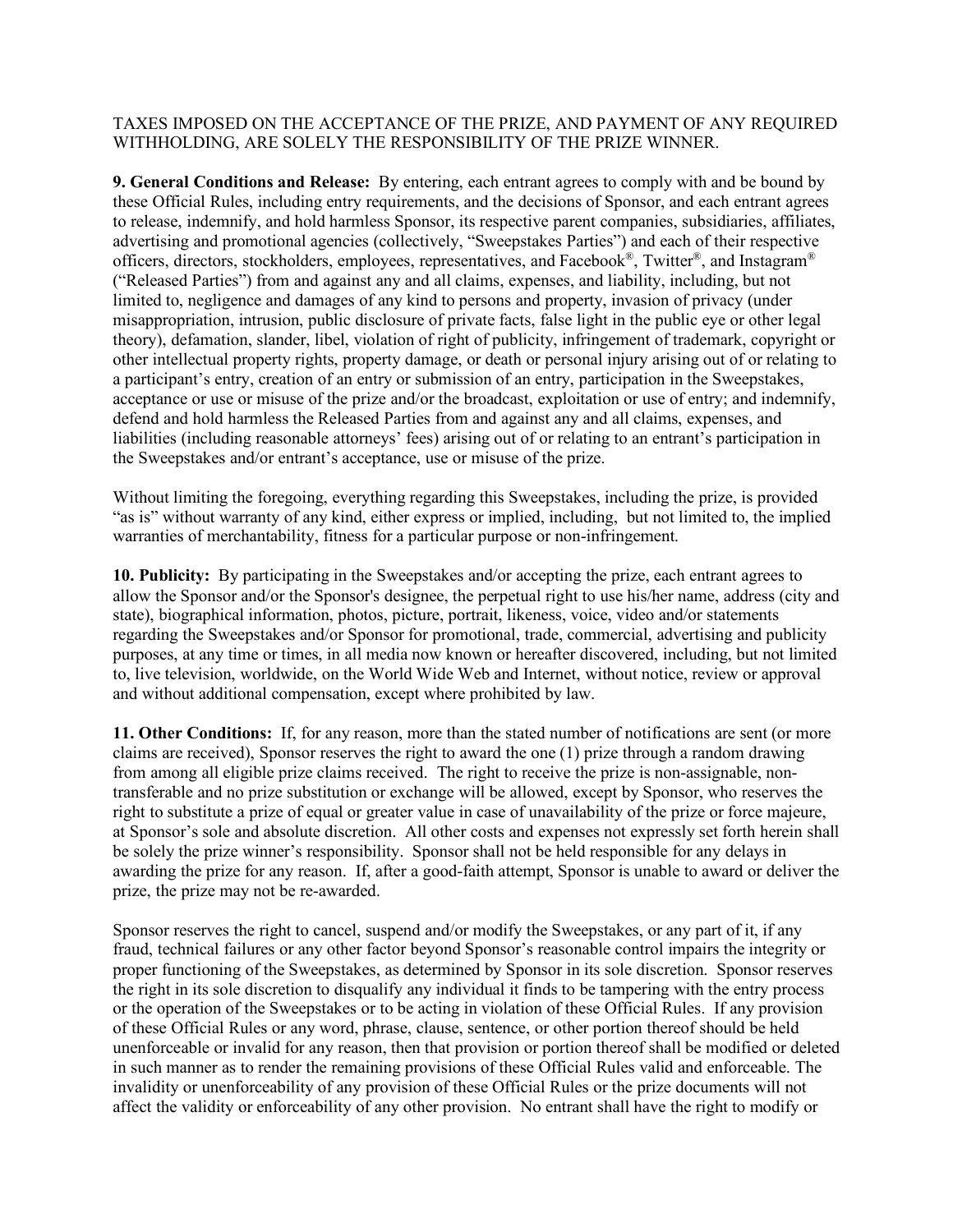TAXES IMPOSED ON THE ACCEPTANCE OF THE PRIZE, AND PAYMENT OF ANY REQUIRED WITHHOLDING, ARE SOLELY THE RESPONSIBILITY OF THE PRIZE WINNER.

**9. General Conditions and Release:** By entering, each entrant agrees to comply with and be bound by these Official Rules, including entry requirements, and the decisions of Sponsor, and each entrant agrees to release, indemnify, and hold harmless Sponsor, its respective parent companies, subsidiaries, affiliates, advertising and promotional agencies (collectively, "Sweepstakes Parties") and each of their respective officers, directors, stockholders, employees, representatives, and Facebook®, Twitter®, and Instagram® ("Released Parties") from and against any and all claims, expenses, and liability, including, but not limited to, negligence and damages of any kind to persons and property, invasion of privacy (under misappropriation, intrusion, public disclosure of private facts, false light in the public eye or other legal theory), defamation, slander, libel, violation of right of publicity, infringement of trademark, copyright or other intellectual property rights, property damage, or death or personal injury arising out of or relating to a participant's entry, creation of an entry or submission of an entry, participation in the Sweepstakes, acceptance or use or misuse of the prize and/or the broadcast, exploitation or use of entry; and indemnify, defend and hold harmless the Released Parties from and against any and all claims, expenses, and liabilities (including reasonable attorneys' fees) arising out of or relating to an entrant's participation in the Sweepstakes and/or entrant's acceptance, use or misuse of the prize.

Without limiting the foregoing, everything regarding this Sweepstakes, including the prize, is provided "as is" without warranty of any kind, either express or implied, including, but not limited to, the implied warranties of merchantability, fitness for a particular purpose or non-infringement.

**10. Publicity:** By participating in the Sweepstakes and/or accepting the prize, each entrant agrees to allow the Sponsor and/or the Sponsor's designee, the perpetual right to use his/her name, address (city and state), biographical information, photos, picture, portrait, likeness, voice, video and/or statements regarding the Sweepstakes and/or Sponsor for promotional, trade, commercial, advertising and publicity purposes, at any time or times, in all media now known or hereafter discovered, including, but not limited to, live television, worldwide, on the World Wide Web and Internet, without notice, review or approval and without additional compensation, except where prohibited by law.

**11. Other Conditions:** If, for any reason, more than the stated number of notifications are sent (or more claims are received), Sponsor reserves the right to award the one (1) prize through a random drawing from among all eligible prize claims received. The right to receive the prize is non-assignable, non-transferable and no prize substitution or exchange will be allowed, except by Sponsor, who reserves the right to substitute a prize of equal or greater value in case of unavailability of the prize or force majeure, at Sponsor's sole and absolute discretion. All other costs and expenses not expressly set forth herein shall be solely the prize winner's responsibility. Sponsor shall not be held responsible for any delays in awarding the prize for any reason. If, after a good-faith attempt, Sponsor is unable to award or deliver the prize, the prize may not be re-awarded.

Sponsor reserves the right to cancel, suspend and/or modify the Sweepstakes, or any part of it, if any fraud, technical failures or any other factor beyond Sponsor's reasonable control impairs the integrity or proper functioning of the Sweepstakes, as determined by Sponsor in its sole discretion. Sponsor reserves the right in its sole discretion to disqualify any individual it finds to be tampering with the entry process or the operation of the Sweepstakes or to be acting in violation of these Official Rules. If any provision of these Official Rules or any word, phrase, clause, sentence, or other portion thereof should be held unenforceable or invalid for any reason, then that provision or portion thereof shall be modified or deleted in such manner as to render the remaining provisions of these Official Rules valid and enforceable. The invalidity or unenforceability of any provision of these Official Rules or the prize documents will not affect the validity or enforceability of any other provision. No entrant shall have the right to modify or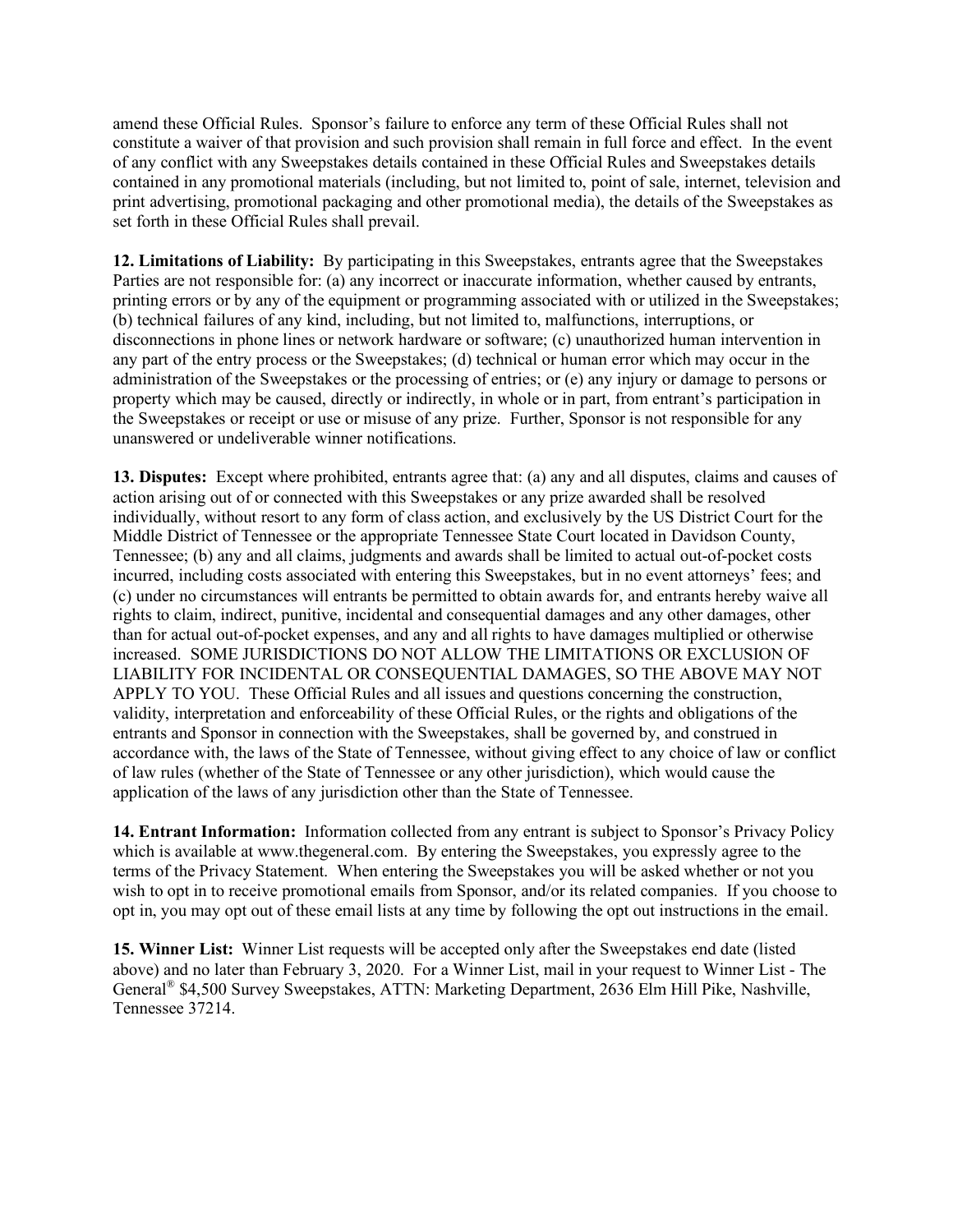amend these Official Rules. Sponsor's failure to enforce any term of these Official Rules shall not constitute a waiver of that provision and such provision shall remain in full force and effect. In the event of any conflict with any Sweepstakes details contained in these Official Rules and Sweepstakes details contained in any promotional materials (including, but not limited to, point of sale, internet, television and print advertising, promotional packaging and other promotional media), the details of the Sweepstakes as set forth in these Official Rules shall prevail.

**12. Limitations of Liability:** By participating in this Sweepstakes, entrants agree that the Sweepstakes Parties are not responsible for: (a) any incorrect or inaccurate information, whether caused by entrants, printing errors or by any of the equipment or programming associated with or utilized in the Sweepstakes; (b) technical failures of any kind, including, but not limited to, malfunctions, interruptions, or disconnections in phone lines or network hardware or software; (c) unauthorized human intervention in any part of the entry process or the Sweepstakes; (d) technical or human error which may occur in the administration of the Sweepstakes or the processing of entries; or (e) any injury or damage to persons or property which may be caused, directly or indirectly, in whole or in part, from entrant's participation in the Sweepstakes or receipt or use or misuse of any prize. Further, Sponsor is not responsible for any unanswered or undeliverable winner notifications.

**13. Disputes:** Except where prohibited, entrants agree that: (a) any and all disputes, claims and causes of action arising out of or connected with this Sweepstakes or any prize awarded shall be resolved individually, without resort to any form of class action, and exclusively by the US District Court for the Middle District of Tennessee or the appropriate Tennessee State Court located in Davidson County, Tennessee; (b) any and all claims, judgments and awards shall be limited to actual out-of-pocket costs incurred, including costs associated with entering this Sweepstakes, but in no event attorneys' fees; and (c) under no circumstances will entrants be permitted to obtain awards for, and entrants hereby waive all rights to claim, indirect, punitive, incidental and consequential damages and any other damages, other than for actual out-of-pocket expenses, and any and all rights to have damages multiplied or otherwise increased. SOME JURISDICTIONS DO NOT ALLOW THE LIMITATIONS OR EXCLUSION OF LIABILITY FOR INCIDENTAL OR CONSEQUENTIAL DAMAGES, SO THE ABOVE MAY NOT APPLY TO YOU. These Official Rules and all issues and questions concerning the construction, validity, interpretation and enforceability of these Official Rules, or the rights and obligations of the entrants and Sponsor in connection with the Sweepstakes, shall be governed by, and construed in accordance with, the laws of the State of Tennessee, without giving effect to any choice of law or conflict of law rules (whether of the State of Tennessee or any other jurisdiction), which would cause the application of the laws of any jurisdiction other than the State of Tennessee.

**14. Entrant Information:** Information collected from any entrant is subject to Sponsor's Privacy Policy which is available at www.thegeneral.com. By entering the Sweepstakes, you expressly agree to the terms of the Privacy Statement. When entering the Sweepstakes you will be asked whether or not you wish to opt in to receive promotional emails from Sponsor, and/or its related companies. If you choose to opt in, you may opt out of these email lists at any time by following the opt out instructions in the email.

**15. Winner List:** Winner List requests will be accepted only after the Sweepstakes end date (listed above) and no later than February 3, 2020. For a Winner List, mail in your request to Winner List - The General® $4,500 Survey Sweepstakes, ATTN: Marketing Department, 2636 Elm Hill Pike, Nashville, Tennessee 37214.